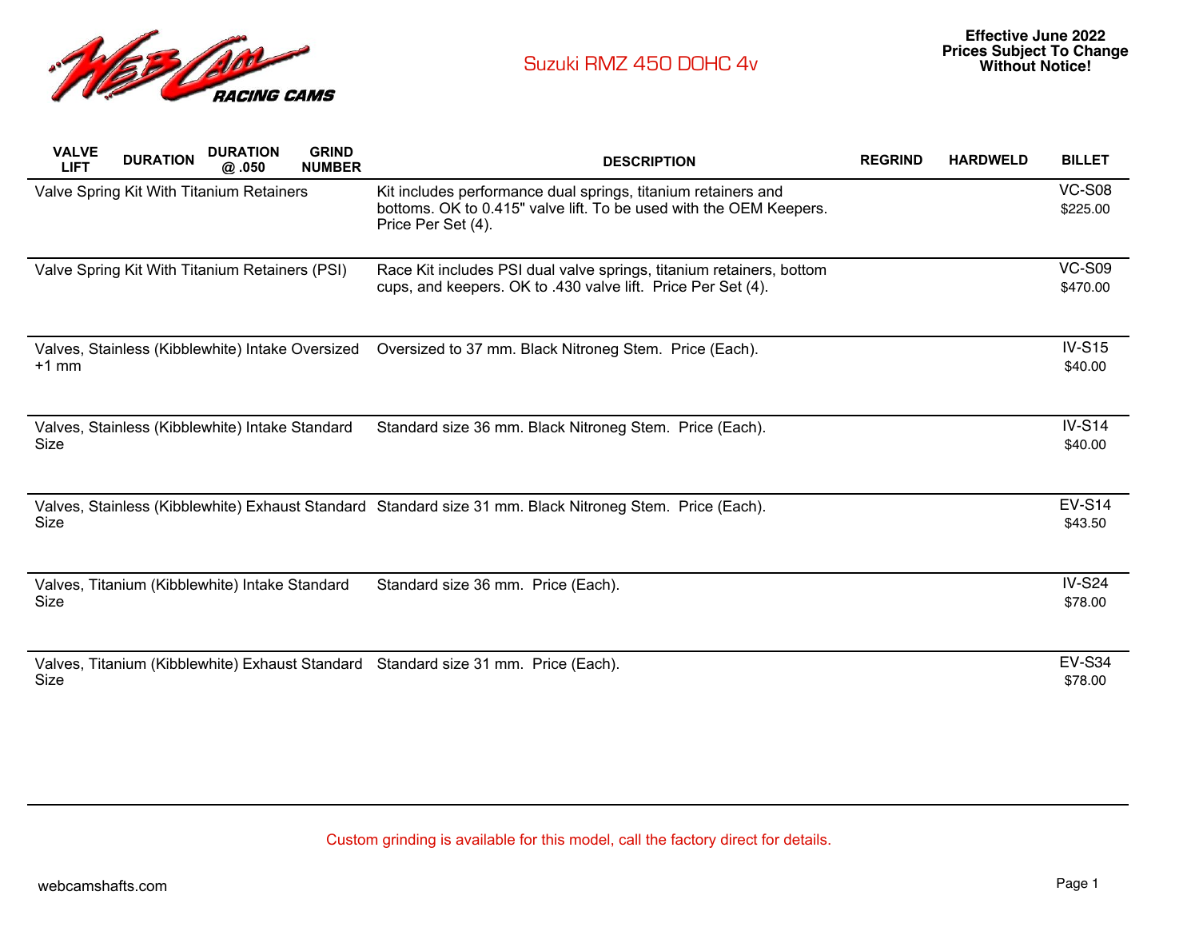# Suzuki RMZ 450 DOHC 4v

**Effective June 2022**
**Prices Subject To Change Without Notice!**

| VALVE LIFT | DURATION | DURATION @ .050 | GRIND NUMBER | DESCRIPTION | REGRIND | HARDWELD | BILLET |
|---|---|---|---|---|---|---|---|
| Valve Spring Kit With Titanium Retainers | | | | Kit includes performance dual springs, titanium retainers and bottoms. OK to 0.415" valve lift. To be used with the OEM Keepers. Price Per Set (4). | | | VC-S08 $225.00 |
| Valve Spring Kit With Titanium Retainers (PSI) | | | | Race Kit includes PSI dual valve springs, titanium retainers, bottom cups, and keepers. OK to .430 valve lift. Price Per Set (4). | | | VC-S09 $470.00 |
| Valves, Stainless (Kibblewhite) Intake Oversized +1 mm | | | | Oversized to 37 mm. Black Nitroneg Stem. Price (Each). | | | IV-S15 $40.00 |
| Valves, Stainless (Kibblewhite) Intake Standard Size | | | | Standard size 36 mm. Black Nitroneg Stem. Price (Each). | | | IV-S14 $40.00 |
| Valves, Stainless (Kibblewhite) Exhaust Standard Size | | | | Standard size 31 mm. Black Nitroneg Stem. Price (Each). | | | EV-S14 $43.50 |
| Valves, Titanium (Kibblewhite) Intake Standard Size | | | | Standard size 36 mm. Price (Each). | | | IV-S24 $78.00 |
| Valves, Titanium (Kibblewhite) Exhaust Standard Size | | | | Standard size 31 mm. Price (Each). | | | EV-S34 $78.00 |

Custom grinding is available for this model, call the factory direct for details.

webcamshafts.com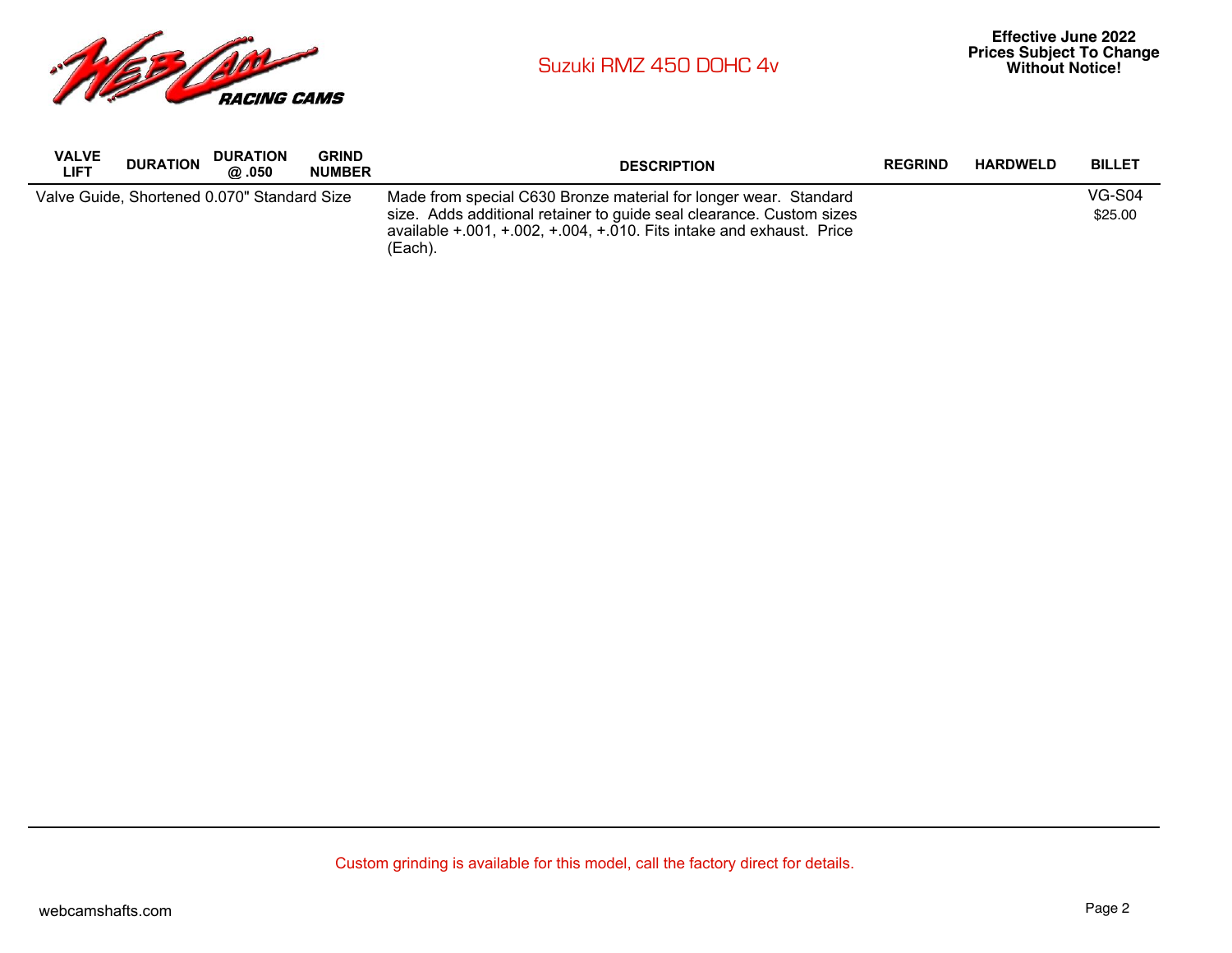# Suzuki RMZ 450 DOHC 4v

**Effective June 2022**
**Prices Subject To Change Without Notice!**

| VALVE LIFT | DURATION | DURATION @ .050 | GRIND NUMBER | DESCRIPTION | REGRIND | HARDWELD | BILLET |
|---|---|---|---|---|---|---|---|
| Valve Guide, Shortened 0.070" Standard Size | | | | Made from special C630 Bronze material for longer wear. Standard size. Adds additional retainer to guide seal clearance. Custom sizes available +.001, +.002, +.004, +.010. Fits intake and exhaust. Price (Each). | | | VG-S04 $25.00 |

Custom grinding is available for this model, call the factory direct for details.

webcamshafts.com